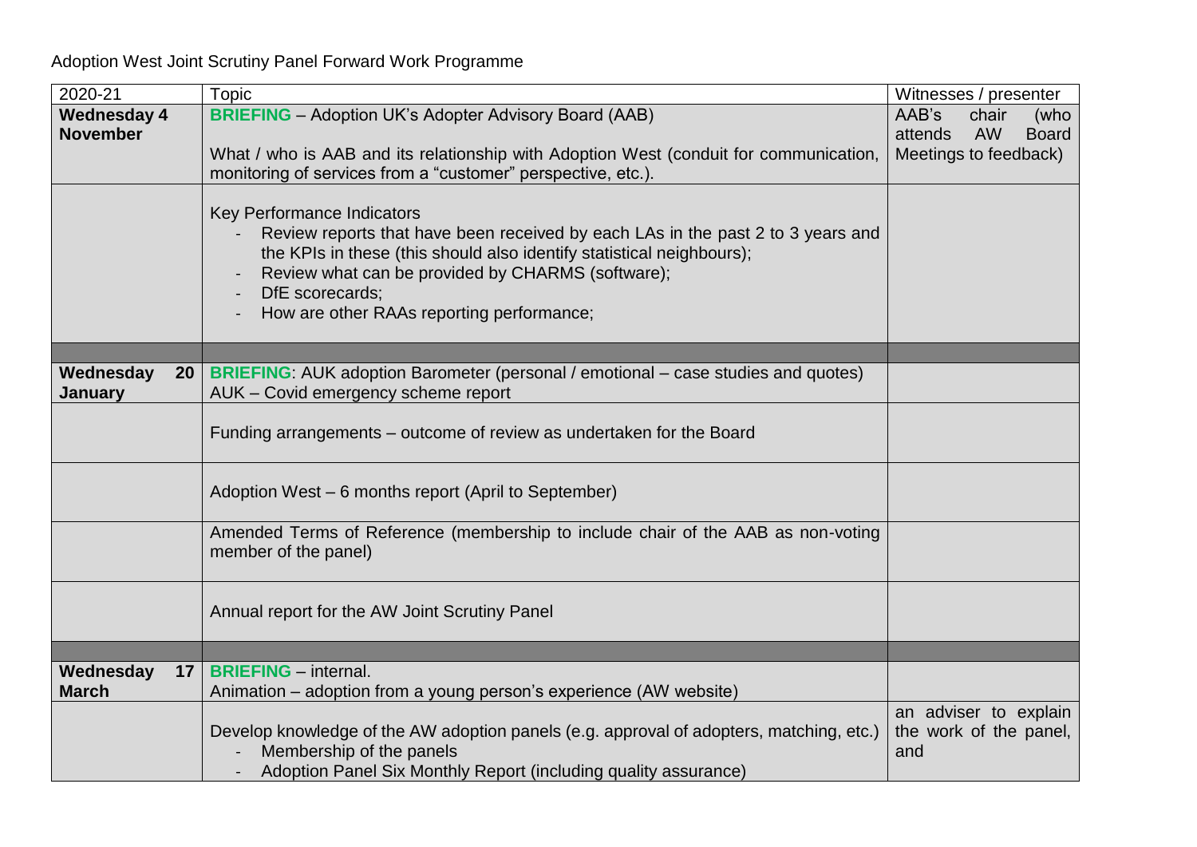Adoption West Joint Scrutiny Panel Forward Work Programme

| 2020-21 | Topic | Witnesses / presenter |
|---|---|---|
| **Wednesday 4 November** | **BRIEFING** – Adoption UK's Adopter Advisory Board (AAB)<br><br>What / who is AAB and its relationship with Adoption West (conduit for communication, monitoring of services from a "customer" perspective, etc.). | AAB's chair (who attends AW Board Meetings to feedback) |
| | Key Performance Indicators<br>- Review reports that have been received by each LAs in the past 2 to 3 years and the KPIs in these (this should also identify statistical neighbours);<br>- Review what can be provided by CHARMS (software);<br>- DfE scorecards;<br>- How are other RAAs reporting performance; | |
| | | |
| **Wednesday 20 January** | **BRIEFING**: AUK adoption Barometer (personal / emotional – case studies and quotes)<br>AUK – Covid emergency scheme report | |
| | Funding arrangements – outcome of review as undertaken for the Board | |
| | Adoption West – 6 months report (April to September) | |
| | Amended Terms of Reference (membership to include chair of the AAB as non-voting member of the panel) | |
| | Annual report for the AW Joint Scrutiny Panel | |
| | | |
| **Wednesday 17 March** | **BRIEFING** – internal.<br>Animation – adoption from a young person's experience (AW website) | |
| | Develop knowledge of the AW adoption panels (e.g. approval of adopters, matching, etc.)<br>- Membership of the panels<br>- Adoption Panel Six Monthly Report (including quality assurance) | an adviser to explain the work of the panel, and |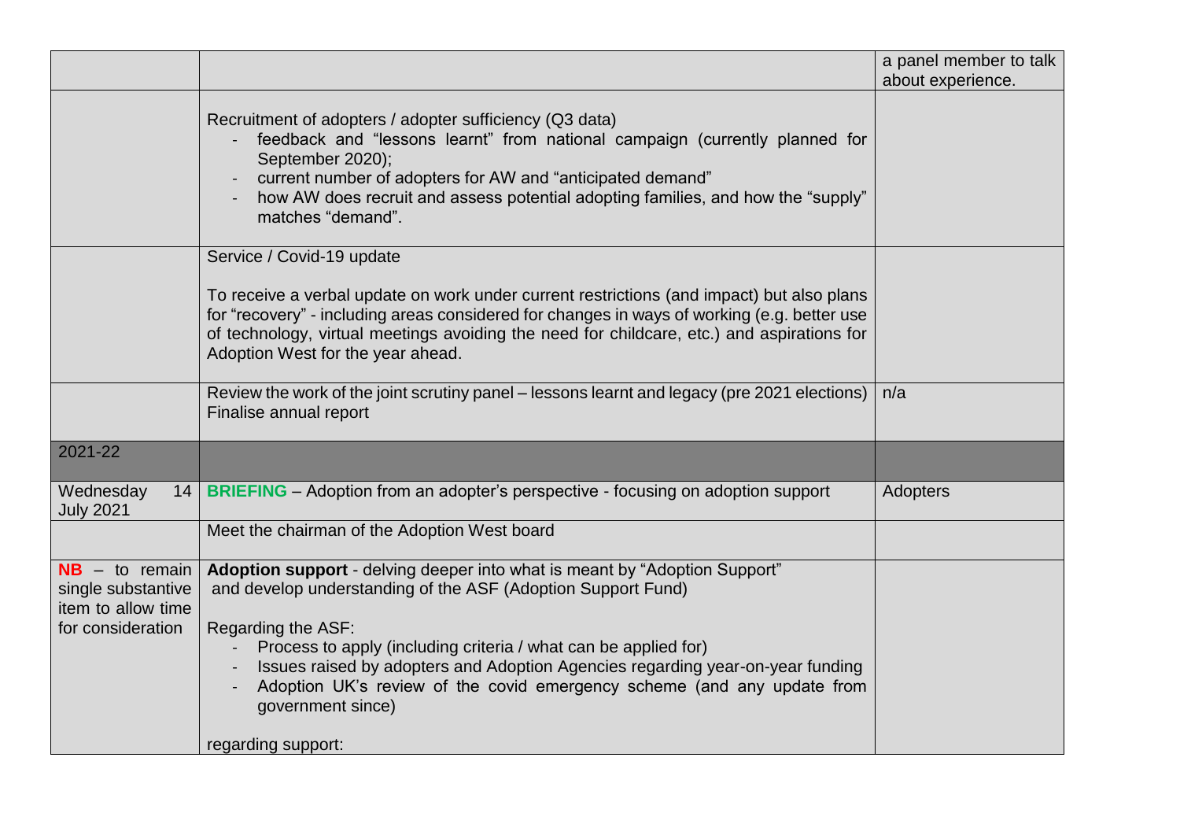| | | |
|---|---|---|
| | | a panel member to talk about experience. |
| | Recruitment of adopters / adopter sufficiency (Q3 data)<br>- feedback and "lessons learnt" from national campaign (currently planned for September 2020);<br>- current number of adopters for AW and "anticipated demand"<br>- how AW does recruit and assess potential adopting families, and how the "supply" matches "demand". | |
| | Service / Covid-19 update<br><br>To receive a verbal update on work under current restrictions (and impact) but also plans for "recovery" - including areas considered for changes in ways of working (e.g. better use of technology, virtual meetings avoiding the need for childcare, etc.) and aspirations for Adoption West for the year ahead. | |
| | Review the work of the joint scrutiny panel – lessons learnt and legacy (pre 2021 elections)<br>Finalise annual report | n/a |
| 2021-22 | | |
| Wednesday 14 July 2021 | **BRIEFING** – Adoption from an adopter's perspective - focusing on adoption support | Adopters |
| | Meet the chairman of the Adoption West board | |
| **NB** – to remain single substantive item to allow time for consideration | **Adoption support** - delving deeper into what is meant by "Adoption Support" and develop understanding of the ASF (Adoption Support Fund)<br><br>Regarding the ASF:<br>- Process to apply (including criteria / what can be applied for)<br>- Issues raised by adopters and Adoption Agencies regarding year-on-year funding<br>- Adoption UK's review of the covid emergency scheme (and any update from government since)<br><br>regarding support: | |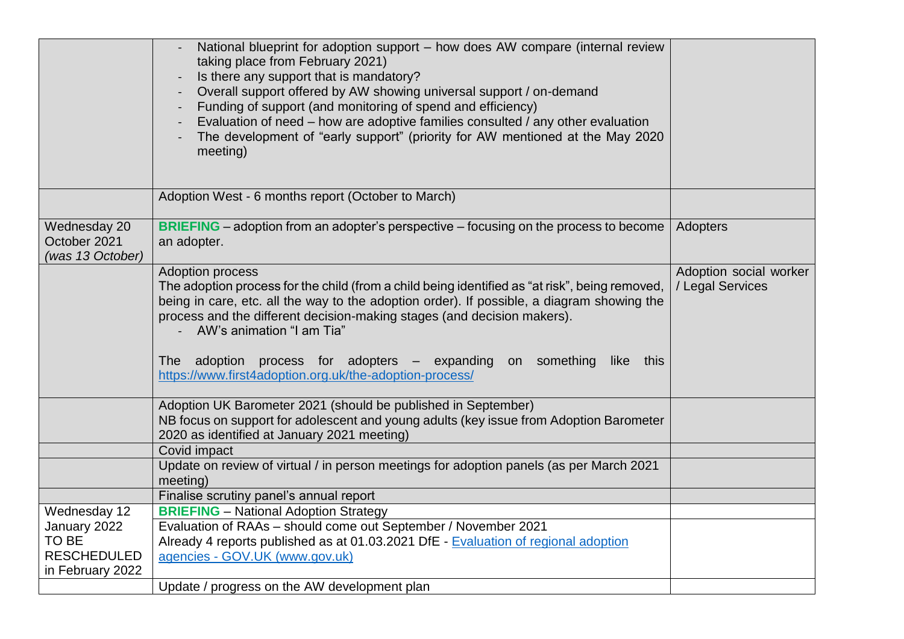| | | |
|---|---|---|
| | - National blueprint for adoption support – how does AW compare (internal review taking place from February 2021)<br>- Is there any support that is mandatory?<br>- Overall support offered by AW showing universal support / on-demand<br>- Funding of support (and monitoring of spend and efficiency)<br>- Evaluation of need – how are adoptive families consulted / any other evaluation<br>- The development of "early support" (priority for AW mentioned at the May 2020 meeting) | |
| | Adoption West - 6 months report (October to March) | |
| Wednesday 20 October 2021 *(was 13 October)* | **BRIEFING** – adoption from an adopter's perspective – focusing on the process to become an adopter. | Adopters |
| | Adoption process<br>The adoption process for the child (from a child being identified as "at risk", being removed, being in care, etc. all the way to the adoption order). If possible, a diagram showing the process and the different decision-making stages (and decision makers).<br>- AW's animation "I am Tia"<br><br>The adoption process for adopters – expanding on something like this [https://www.first4adoption.org.uk/the-adoption-process/](https://www.first4adoption.org.uk/the-adoption-process/) | Adoption social worker / Legal Services |
| | Adoption UK Barometer 2021 (should be published in September)<br>NB focus on support for adolescent and young adults (key issue from Adoption Barometer 2020 as identified at January 2021 meeting) | |
| | Covid impact | |
| | Update on review of virtual / in person meetings for adoption panels (as per March 2021 meeting) | |
| | Finalise scrutiny panel's annual report | |
| Wednesday 12 January 2022 TO BE RESCHEDULED in February 2022 | **BRIEFING** – National Adoption Strategy | |
| | Evaluation of RAAs – should come out September / November 2021<br>Already 4 reports published as at 01.03.2021 DfE - [Evaluation of regional adoption agencies - GOV.UK (www.gov.uk)]() | |
| | Update / progress on the AW development plan | |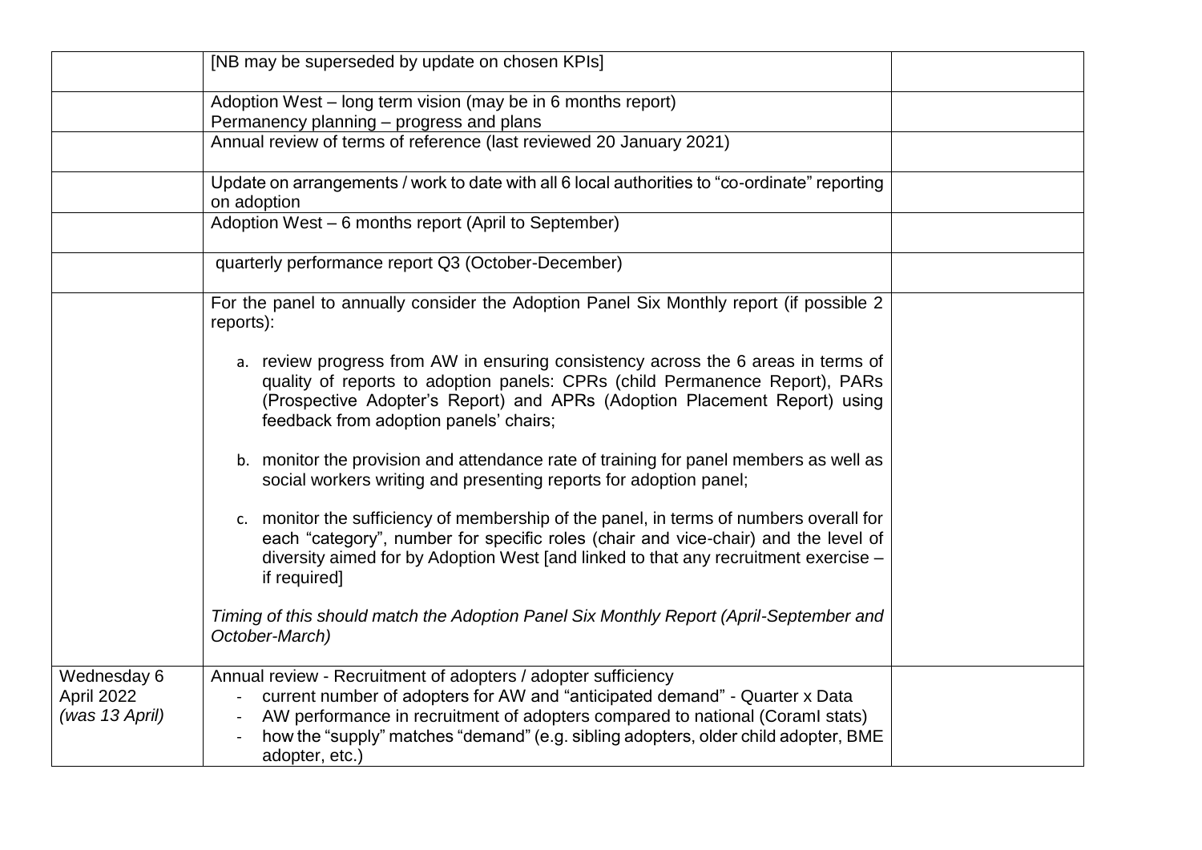| | | |
|---|---|---|
| | [NB may be superseded by update on chosen KPIs] | |
| | Adoption West – long term vision (may be in 6 months report)<br>Permanency planning – progress and plans | |
| | Annual review of terms of reference (last reviewed 20 January 2021) | |
| | Update on arrangements / work to date with all 6 local authorities to "co-ordinate" reporting on adoption | |
| | Adoption West – 6 months report (April to September) | |
| | quarterly performance report Q3 (October-December) | |
| | For the panel to annually consider the Adoption Panel Six Monthly report (if possible 2 reports):<br><br>a. review progress from AW in ensuring consistency across the 6 areas in terms of quality of reports to adoption panels: CPRs (child Permanence Report), PARs (Prospective Adopter's Report) and APRs (Adoption Placement Report) using feedback from adoption panels' chairs;<br><br>b. monitor the provision and attendance rate of training for panel members as well as social workers writing and presenting reports for adoption panel;<br><br>c. monitor the sufficiency of membership of the panel, in terms of numbers overall for each "category", number for specific roles (chair and vice-chair) and the level of diversity aimed for by Adoption West [and linked to that any recruitment exercise – if required]<br><br>*Timing of this should match the Adoption Panel Six Monthly Report (April-September and October-March)* | |
| Wednesday 6 April 2022 *(was 13 April)* | Annual review - Recruitment of adopters / adopter sufficiency<br>- current number of adopters for AW and "anticipated demand" - Quarter x Data<br>- AW performance in recruitment of adopters compared to national (CoramI stats)<br>- how the "supply" matches "demand" (e.g. sibling adopters, older child adopter, BME adopter, etc.) | |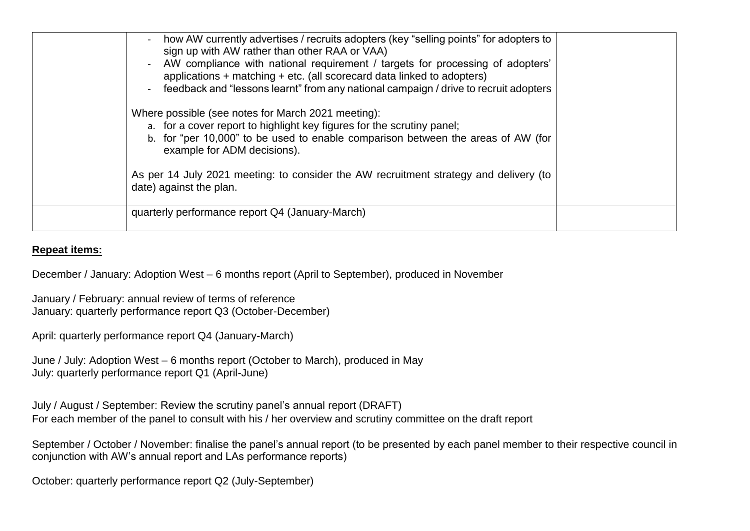| | | |
|---|---|---|
| | - how AW currently advertises / recruits adopters (key "selling points" for adopters to sign up with AW rather than other RAA or VAA)<br>- AW compliance with national requirement / targets for processing of adopters' applications + matching + etc. (all scorecard data linked to adopters)<br>- feedback and "lessons learnt" from any national campaign / drive to recruit adopters<br><br>Where possible (see notes for March 2021 meeting):<br>a. for a cover report to highlight key figures for the scrutiny panel;<br>b. for "per 10,000" to be used to enable comparison between the areas of AW (for example for ADM decisions).<br><br>As per 14 July 2021 meeting: to consider the AW recruitment strategy and delivery (to date) against the plan. | |
| | quarterly performance report Q4 (January-March) | |

**Repeat items:**

December / January: Adoption West – 6 months report (April to September), produced in November

January / February: annual review of terms of reference
January: quarterly performance report Q3 (October-December)

April: quarterly performance report Q4 (January-March)

June / July: Adoption West – 6 months report (October to March), produced in May
July: quarterly performance report Q1 (April-June)

July / August / September: Review the scrutiny panel's annual report (DRAFT)
For each member of the panel to consult with his / her overview and scrutiny committee on the draft report

September / October / November: finalise the panel's annual report (to be presented by each panel member to their respective council in conjunction with AW's annual report and LAs performance reports)

October: quarterly performance report Q2 (July-September)